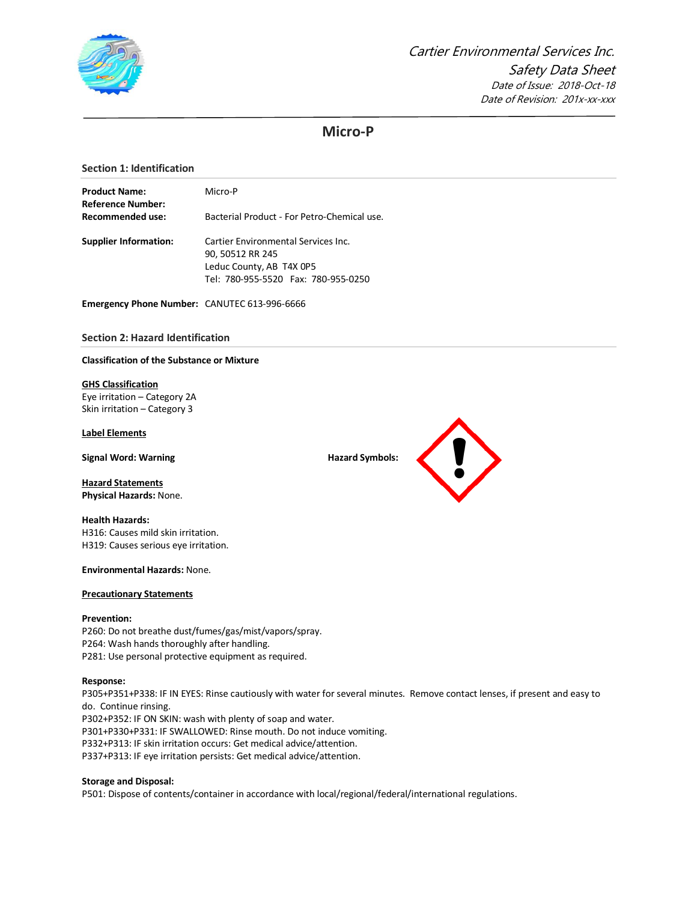*Cartier Environmental Services Inc.*

*Safety Data Sheet*

*Date of Issue: 2018-Oct-18*

*Date of Revision: 201x-xx-xxx*

# Micro-P

## Section 1: Identification

**Product Name:** Micro-P
**Reference Number:**
**Recommended use:** Bacterial Product - For Petro-Chemical use.

**Supplier Information:** Cartier Environmental Services Inc.
90, 50512 RR 245
Leduc County, AB T4X 0P5
Tel: 780-955-5520 Fax: 780-955-0250

**Emergency Phone Number:** CANUTEC 613-996-6666

## Section 2: Hazard Identification

**Classification of the Substance or Mixture**

**GHS Classification**
Eye irritation – Category 2A
Skin irritation – Category 3

**Label Elements**

**Signal Word: Warning**

**Hazard Symbols:**

**Hazard Statements**
**Physical Hazards:** None.

**Health Hazards:**
H316: Causes mild skin irritation.
H319: Causes serious eye irritation.

**Environmental Hazards:** None.

**Precautionary Statements**

**Prevention:**
P260: Do not breathe dust/fumes/gas/mist/vapors/spray.
P264: Wash hands thoroughly after handling.
P281: Use personal protective equipment as required.

**Response:**
P305+P351+P338: IF IN EYES: Rinse cautiously with water for several minutes. Remove contact lenses, if present and easy to do. Continue rinsing.
P302+P352: IF ON SKIN: wash with plenty of soap and water.
P301+P330+P331: IF SWALLOWED: Rinse mouth. Do not induce vomiting.
P332+P313: IF skin irritation occurs: Get medical advice/attention.
P337+P313: IF eye irritation persists: Get medical advice/attention.

**Storage and Disposal:**
P501: Dispose of contents/container in accordance with local/regional/federal/international regulations.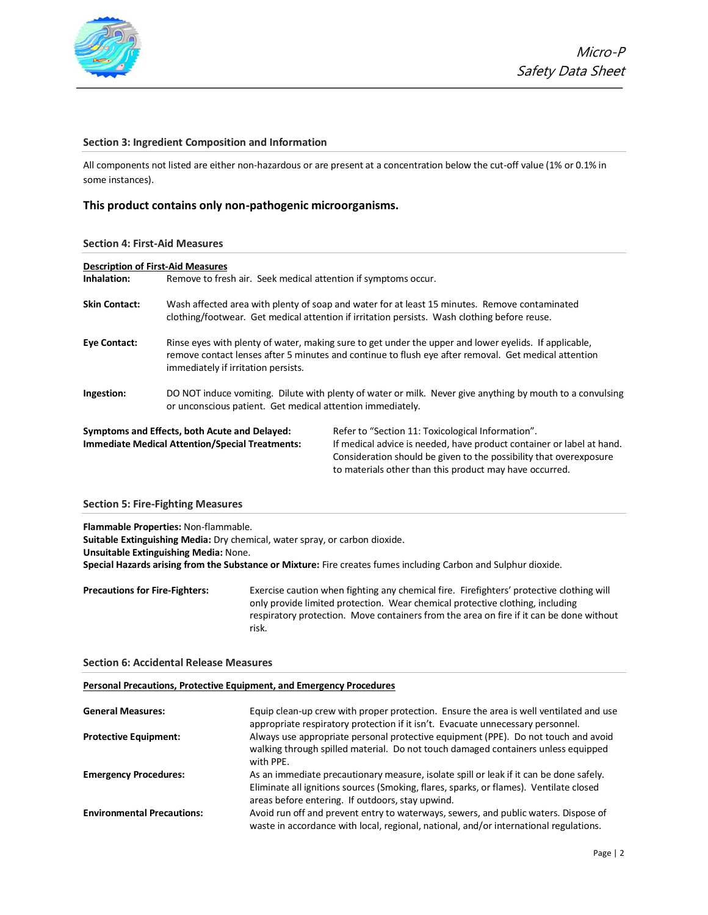## Section 3: Ingredient Composition and Information

All components not listed are either non-hazardous or are present at a concentration below the cut-off value (1% or 0.1% in some instances).

**This product contains only non-pathogenic microorganisms.**

## Section 4: First-Aid Measures

**Description of First-Aid Measures**

**Inhalation:** Remove to fresh air. Seek medical attention if symptoms occur.

**Skin Contact:** Wash affected area with plenty of soap and water for at least 15 minutes. Remove contaminated clothing/footwear. Get medical attention if irritation persists. Wash clothing before reuse.

**Eye Contact:** Rinse eyes with plenty of water, making sure to get under the upper and lower eyelids. If applicable, remove contact lenses after 5 minutes and continue to flush eye after removal. Get medical attention immediately if irritation persists.

**Ingestion:** DO NOT induce vomiting. Dilute with plenty of water or milk. Never give anything by mouth to a convulsing or unconscious patient. Get medical attention immediately.

**Symptoms and Effects, both Acute and Delayed:** Refer to "Section 11: Toxicological Information".

**Immediate Medical Attention/Special Treatments:** If medical advice is needed, have product container or label at hand. Consideration should be given to the possibility that overexposure to materials other than this product may have occurred.

## Section 5: Fire-Fighting Measures

**Flammable Properties:** Non-flammable.
**Suitable Extinguishing Media:** Dry chemical, water spray, or carbon dioxide.
**Unsuitable Extinguishing Media:** None.
**Special Hazards arising from the Substance or Mixture:** Fire creates fumes including Carbon and Sulphur dioxide.

**Precautions for Fire-Fighters:** Exercise caution when fighting any chemical fire. Firefighters' protective clothing will only provide limited protection. Wear chemical protective clothing, including respiratory protection. Move containers from the area on fire if it can be done without risk.

## Section 6: Accidental Release Measures

**Personal Precautions, Protective Equipment, and Emergency Procedures**

**General Measures:** Equip clean-up crew with proper protection. Ensure the area is well ventilated and use appropriate respiratory protection if it isn't. Evacuate unnecessary personnel.

**Protective Equipment:** Always use appropriate personal protective equipment (PPE). Do not touch and avoid walking through spilled material. Do not touch damaged containers unless equipped with PPE.

**Emergency Procedures:** As an immediate precautionary measure, isolate spill or leak if it can be done safely. Eliminate all ignitions sources (Smoking, flares, sparks, or flames). Ventilate closed areas before entering. If outdoors, stay upwind.

**Environmental Precautions:** Avoid run off and prevent entry to waterways, sewers, and public waters. Dispose of waste in accordance with local, regional, national, and/or international regulations.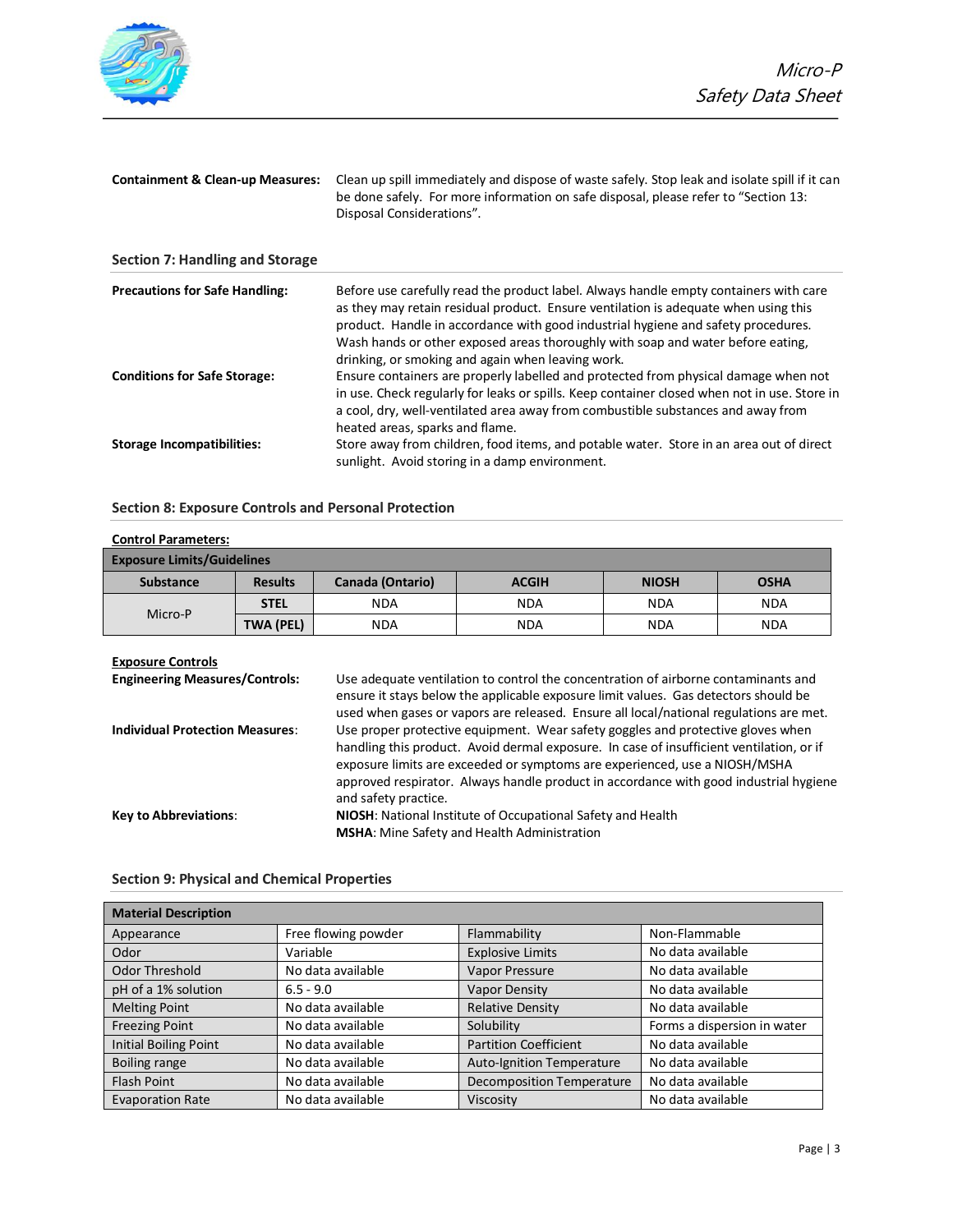**Containment & Clean-up Measures:** Clean up spill immediately and dispose of waste safely. Stop leak and isolate spill if it can be done safely. For more information on safe disposal, please refer to "Section 13: Disposal Considerations".

## Section 7: Handling and Storage

**Precautions for Safe Handling:** Before use carefully read the product label. Always handle empty containers with care as they may retain residual product. Ensure ventilation is adequate when using this product. Handle in accordance with good industrial hygiene and safety procedures. Wash hands or other exposed areas thoroughly with soap and water before eating, drinking, or smoking and again when leaving work.

**Conditions for Safe Storage:** Ensure containers are properly labelled and protected from physical damage when not in use. Check regularly for leaks or spills. Keep container closed when not in use. Store in a cool, dry, well-ventilated area away from combustible substances and away from heated areas, sparks and flame.

**Storage Incompatibilities:** Store away from children, food items, and potable water. Store in an area out of direct sunlight. Avoid storing in a damp environment.

## Section 8: Exposure Controls and Personal Protection

**Control Parameters:**

| Exposure Limits/Guidelines | | | | | |
|---|---|---|---|---|---|
| **Substance** | **Results** | **Canada (Ontario)** | **ACGIH** | **NIOSH** | **OSHA** |
| Micro-P | **STEL** | NDA | NDA | NDA | NDA |
| | **TWA (PEL)** | NDA | NDA | NDA | NDA |

**Exposure Controls**

**Engineering Measures/Controls:** Use adequate ventilation to control the concentration of airborne contaminants and ensure it stays below the applicable exposure limit values. Gas detectors should be used when gases or vapors are released. Ensure all local/national regulations are met.

**Individual Protection Measures:** Use proper protective equipment. Wear safety goggles and protective gloves when handling this product. Avoid dermal exposure. In case of insufficient ventilation, or if exposure limits are exceeded or symptoms are experienced, use a NIOSH/MSHA approved respirator. Always handle product in accordance with good industrial hygiene and safety practice.

**Key to Abbreviations:** **NIOSH**: National Institute of Occupational Safety and Health
**MSHA**: Mine Safety and Health Administration

## Section 9: Physical and Chemical Properties

| Material Description | | | |
|---|---|---|---|
| Appearance | Free flowing powder | Flammability | Non-Flammable |
| Odor | Variable | Explosive Limits | No data available |
| Odor Threshold | No data available | Vapor Pressure | No data available |
| pH of a 1% solution | 6.5 - 9.0 | Vapor Density | No data available |
| Melting Point | No data available | Relative Density | No data available |
| Freezing Point | No data available | Solubility | Forms a dispersion in water |
| Initial Boiling Point | No data available | Partition Coefficient | No data available |
| Boiling range | No data available | Auto-Ignition Temperature | No data available |
| Flash Point | No data available | Decomposition Temperature | No data available |
| Evaporation Rate | No data available | Viscosity | No data available |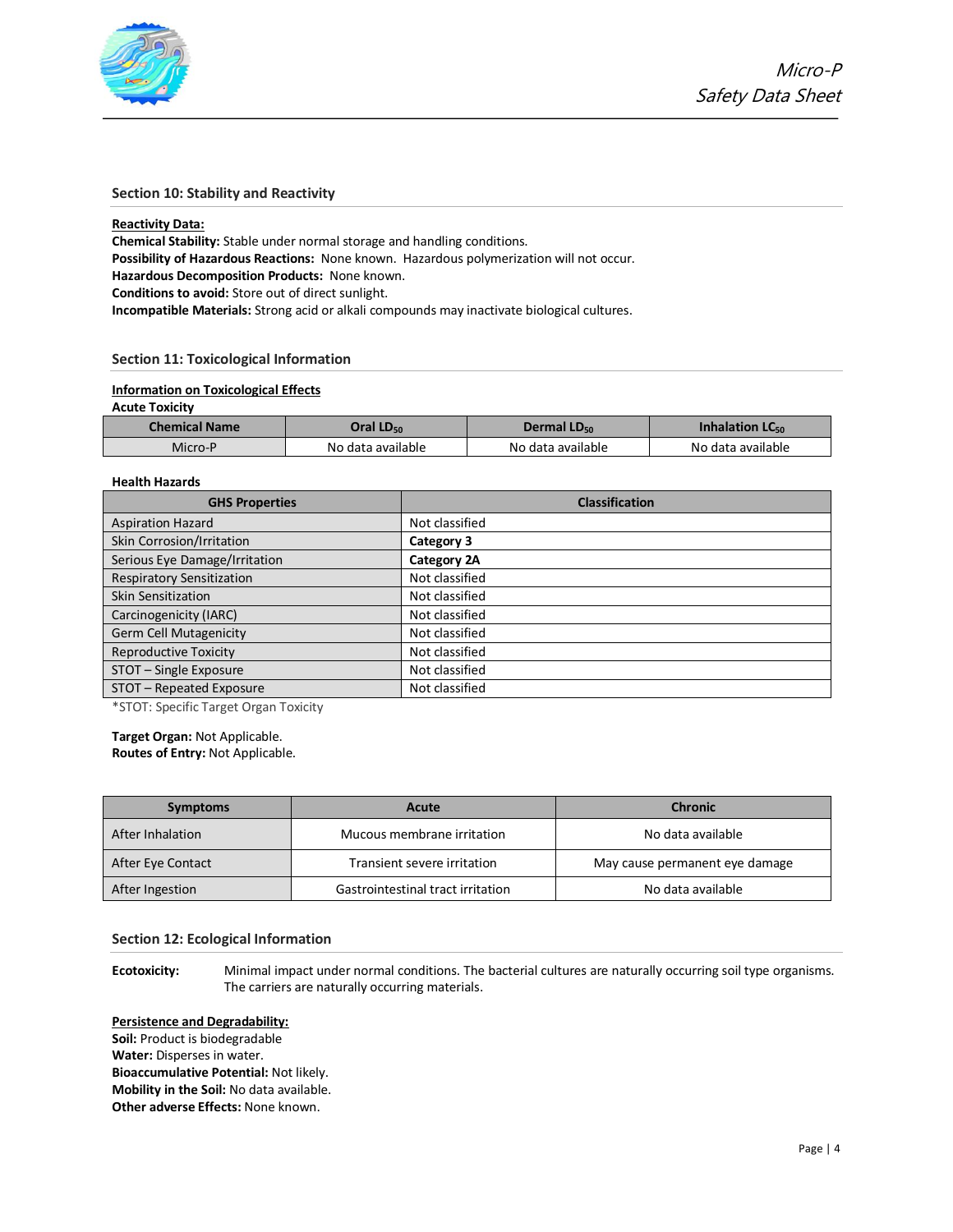## Section 10: Stability and Reactivity

**Reactivity Data:**

**Chemical Stability:** Stable under normal storage and handling conditions.
**Possibility of Hazardous Reactions:** None known. Hazardous polymerization will not occur.
**Hazardous Decomposition Products:** None known.
**Conditions to avoid:** Store out of direct sunlight.
**Incompatible Materials:** Strong acid or alkali compounds may inactivate biological cultures.

## Section 11: Toxicological Information

**Information on Toxicological Effects**

**Acute Toxicity**

| Chemical Name | Oral $LD_{50}$ | Dermal $LD_{50}$ | Inhalation $LC_{50}$ |
|---|---|---|---|
| Micro-P | No data available | No data available | No data available |

**Health Hazards**

| GHS Properties | Classification |
|---|---|
| Aspiration Hazard | Not classified |
| Skin Corrosion/Irritation | **Category 3** |
| Serious Eye Damage/Irritation | **Category 2A** |
| Respiratory Sensitization | Not classified |
| Skin Sensitization | Not classified |
| Carcinogenicity (IARC) | Not classified |
| Germ Cell Mutagenicity | Not classified |
| Reproductive Toxicity | Not classified |
| STOT – Single Exposure | Not classified |
| STOT – Repeated Exposure | Not classified |

*STOT: Specific Target Organ Toxicity

**Target Organ:** Not Applicable.
**Routes of Entry:** Not Applicable.

| Symptoms | Acute | Chronic |
|---|---|---|
| After Inhalation | Mucous membrane irritation | No data available |
| After Eye Contact | Transient severe irritation | May cause permanent eye damage |
| After Ingestion | Gastrointestinal tract irritation | No data available |

## Section 12: Ecological Information

**Ecotoxicity:** Minimal impact under normal conditions. The bacterial cultures are naturally occurring soil type organisms. The carriers are naturally occurring materials.

**Persistence and Degradability:**

**Soil:** Product is biodegradable
**Water:** Disperses in water.
**Bioaccumulative Potential:** Not likely.
**Mobility in the Soil:** No data available.
**Other adverse Effects:** None known.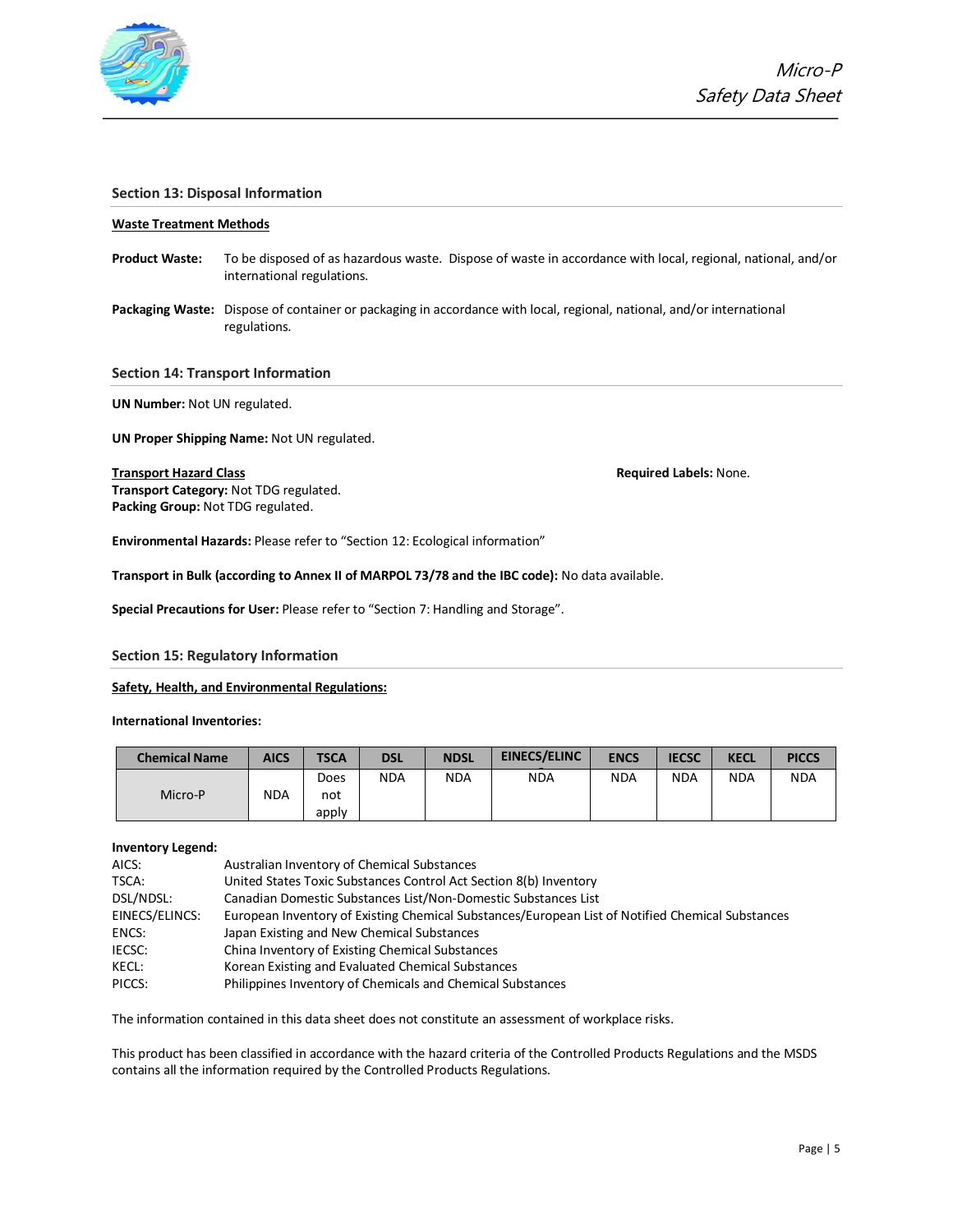## Section 13: Disposal Information

**Waste Treatment Methods**

**Product Waste:** To be disposed of as hazardous waste. Dispose of waste in accordance with local, regional, national, and/or international regulations.

**Packaging Waste:** Dispose of container or packaging in accordance with local, regional, national, and/or international regulations.

## Section 14: Transport Information

**UN Number:** Not UN regulated.

**UN Proper Shipping Name:** Not UN regulated.

**Transport Hazard Class**
**Transport Category:** Not TDG regulated.
**Packing Group:** Not TDG regulated.

**Required Labels:** None.

**Environmental Hazards:** Please refer to "Section 12: Ecological information"

**Transport in Bulk (according to Annex II of MARPOL 73/78 and the IBC code):** No data available.

**Special Precautions for User:** Please refer to "Section 7: Handling and Storage".

## Section 15: Regulatory Information

**Safety, Health, and Environmental Regulations:**

**International Inventories:**

| Chemical Name | AICS | TSCA | DSL | NDSL | EINECS/ELINC | ENCS | IECSC | KECL | PICCS |
|---|---|---|---|---|---|---|---|---|---|
| Micro-P | NDA | Does not apply | NDA | NDA | NDA | NDA | NDA | NDA | NDA |

**Inventory Legend:**

AICS: Australian Inventory of Chemical Substances
TSCA: United States Toxic Substances Control Act Section 8(b) Inventory
DSL/NDSL: Canadian Domestic Substances List/Non-Domestic Substances List
EINECS/ELINCS: European Inventory of Existing Chemical Substances/European List of Notified Chemical Substances
ENCS: Japan Existing and New Chemical Substances
IECSC: China Inventory of Existing Chemical Substances
KECL: Korean Existing and Evaluated Chemical Substances
PICCS: Philippines Inventory of Chemicals and Chemical Substances

The information contained in this data sheet does not constitute an assessment of workplace risks.

This product has been classified in accordance with the hazard criteria of the Controlled Products Regulations and the MSDS contains all the information required by the Controlled Products Regulations.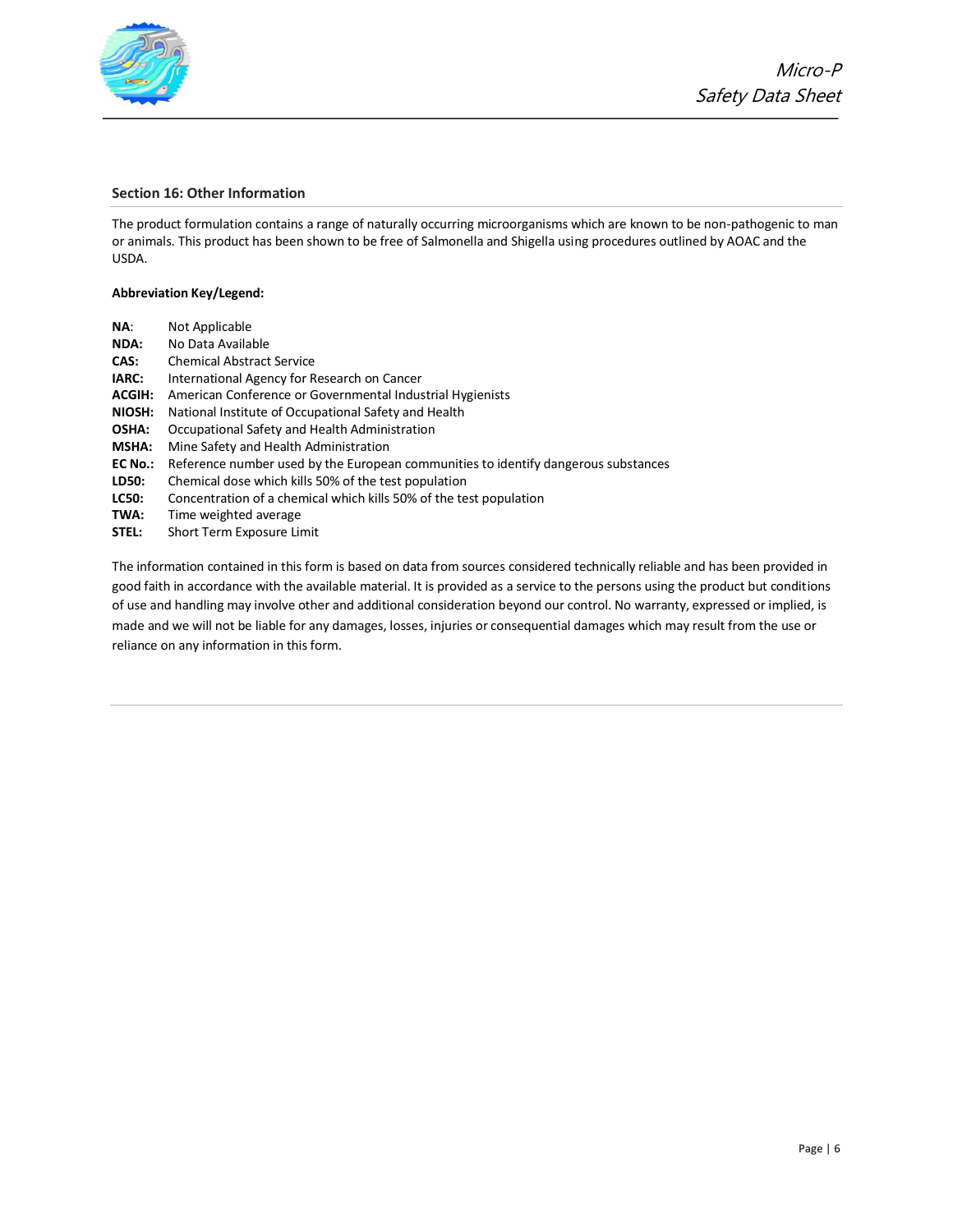## Section 16: Other Information

The product formulation contains a range of naturally occurring microorganisms which are known to be non-pathogenic to man or animals. This product has been shown to be free of Salmonella and Shigella using procedures outlined by AOAC and the USDA.

**Abbreviation Key/Legend:**

**NA**: Not Applicable
**NDA:** No Data Available
**CAS:** Chemical Abstract Service
**IARC:** International Agency for Research on Cancer
**ACGIH:** American Conference or Governmental Industrial Hygienists
**NIOSH:** National Institute of Occupational Safety and Health
**OSHA:** Occupational Safety and Health Administration
**MSHA:** Mine Safety and Health Administration
**EC No.:** Reference number used by the European communities to identify dangerous substances
**LD50:** Chemical dose which kills 50% of the test population
**LC50:** Concentration of a chemical which kills 50% of the test population
**TWA:** Time weighted average
**STEL:** Short Term Exposure Limit

The information contained in this form is based on data from sources considered technically reliable and has been provided in good faith in accordance with the available material. It is provided as a service to the persons using the product but conditions of use and handling may involve other and additional consideration beyond our control. No warranty, expressed or implied, is made and we will not be liable for any damages, losses, injuries or consequential damages which may result from the use or reliance on any information in this form.